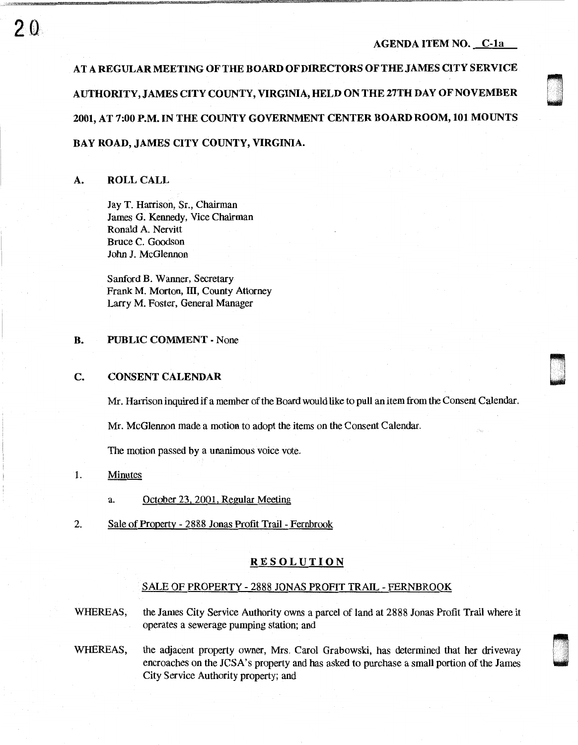AGENDA ITEM NO. C-1a

# AT A REGULAR MEETING OF THE BOARD OF DIRECTORS OF THE JAMES CITY SERVICE AUTHORITY, JAMES CITY COUNTY, VIRGINIA, HELD ON THE 27TH DAY OF NOVEMBER 2001, AT 7:00 P.M. IN THE COUNTY GOVERNMENT CENTER BOARD ROOM, 101 MOUNTS BAY ROAD, JAMES CITY COUNTY, VIRGINIA.

## A. ROLL CALL

Jay T. Harrison, Sr., Chairman
James G. Kennedy, Vice Chairman
Ronald A. Nervitt
Bruce C. Goodson
John J. McGlennon

Sanford B. Wanner, Secretary
Frank M. Morton, III, County Attorney
Larry M. Foster, General Manager

## B. PUBLIC COMMENT - None

## C. CONSENT CALENDAR

Mr. Harrison inquired if a member of the Board would like to pull an item from the Consent Calendar.

Mr. McGlennon made a motion to adopt the items on the Consent Calendar.

The motion passed by a unanimous voice vote.

1. Minutes

   a. October 23, 2001, Regular Meeting

2. Sale of Property - 2888 Jonas Profit Trail - Fernbrook

### RESOLUTION

SALE OF PROPERTY - 2888 JONAS PROFIT TRAIL - FERNBROOK

WHEREAS, the James City Service Authority owns a parcel of land at 2888 Jonas Profit Trail where it operates a sewerage pumping station; and

WHEREAS, the adjacent property owner, Mrs. Carol Grabowski, has determined that her driveway encroaches on the JCSA's property and has asked to purchase a small portion of the James City Service Authority property; and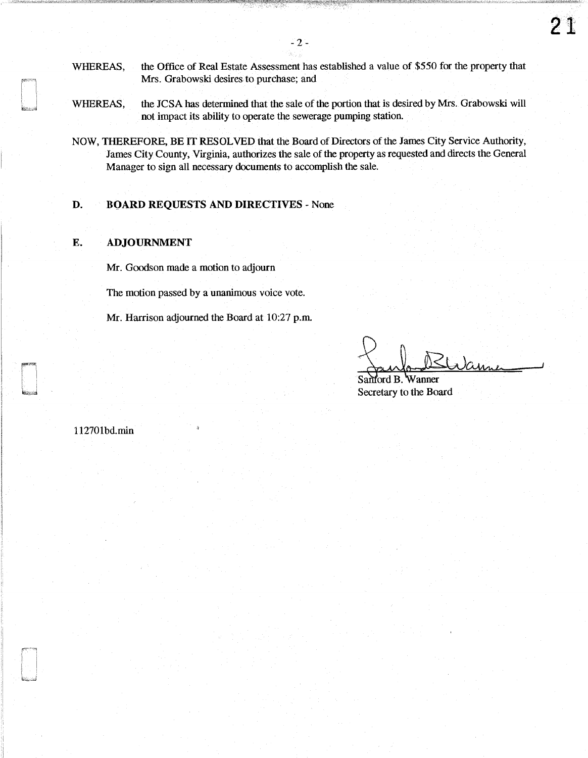WHEREAS, the Office of Real Estate Assessment has established a value of $550 for the property that Mrs. Grabowski desires to purchase; and

WHEREAS, the JCSA has determined that the sale of the portion that is desired by Mrs. Grabowski will not impact its ability to operate the sewerage pumping station.

NOW, THEREFORE, BE IT RESOLVED that the Board of Directors of the James City Service Authority, James City County, Virginia, authorizes the sale of the property as requested and directs the General Manager to sign all necessary documents to accomplish the sale.

**D. BOARD REQUESTS AND DIRECTIVES** - None

**E. ADJOURNMENT**

Mr. Goodson made a motion to adjourn

The motion passed by a unanimous voice vote.

Mr. Harrison adjourned the Board at 10:27 p.m.

Sanford B. Wanner
Secretary to the Board

112701bd.min